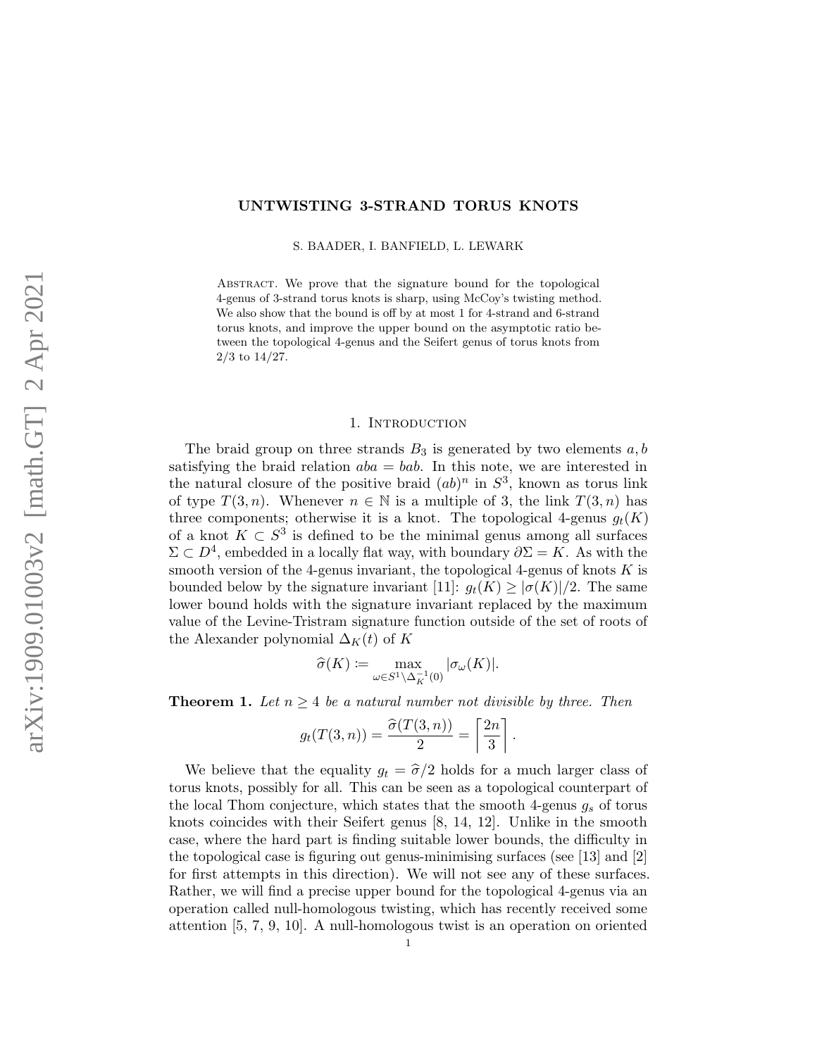# UNTWISTING 3-STRAND TORUS KNOTS

S. BAADER, I. BANFIELD, L. LEWARK

Abstract. We prove that the signature bound for the topological 4-genus of 3-strand torus knots is sharp, using McCoy's twisting method. We also show that the bound is off by at most 1 for 4-strand and 6-strand torus knots, and improve the upper bound on the asymptotic ratio between the topological 4-genus and the Seifert genus of torus knots from 2/3 to 14/27.

## 1. Introduction

The braid group on three strands $B_3$ is generated by two elements $a, b$ satisfying the braid relation $aba = bab$. In this note, we are interested in the natural closure of the positive braid $(ab)^n$ in $S^3$, known as torus link of type $T(3, n)$. Whenever $n \in \mathbb{N}$ is a multiple of 3, the link $T(3, n)$ has three components; otherwise it is a knot. The topological 4-genus $g_t(K)$ of a knot $K \subset S^3$ is defined to be the minimal genus among all surfaces $\Sigma \subset D^4$, embedded in a locally flat way, with boundary $\partial\Sigma = K$. As with the smooth version of the 4-genus invariant, the topological 4-genus of knots $K$ is bounded below by the signature invariant [11]: $g_t(K) \geq |\sigma(K)|/2$. The same lower bound holds with the signature invariant replaced by the maximum value of the Levine-Tristram signature function outside of the set of roots of the Alexander polynomial $\Delta_K(t)$ of $K$

$$\widehat{\sigma}(K) := \max_{\omega \in S^1 \setminus \Delta_K^{-1}(0)} |\sigma_\omega(K)|.$$

**Theorem 1.** *Let $n \geq 4$ be a natural number not divisible by three. Then*

$$g_t(T(3, n)) = \frac{\widehat{\sigma}(T(3, n))}{2} = \left\lceil \frac{2n}{3} \right\rceil.$$

We believe that the equality $g_t = \widehat{\sigma}/2$ holds for a much larger class of torus knots, possibly for all. This can be seen as a topological counterpart of the local Thom conjecture, which states that the smooth 4-genus $g_s$ of torus knots coincides with their Seifert genus [8, 14, 12]. Unlike in the smooth case, where the hard part is finding suitable lower bounds, the difficulty in the topological case is figuring out genus-minimising surfaces (see [13] and [2] for first attempts in this direction). We will not see any of these surfaces. Rather, we will find a precise upper bound for the topological 4-genus via an operation called null-homologous twisting, which has recently received some attention [5, 7, 9, 10]. A null-homologous twist is an operation on oriented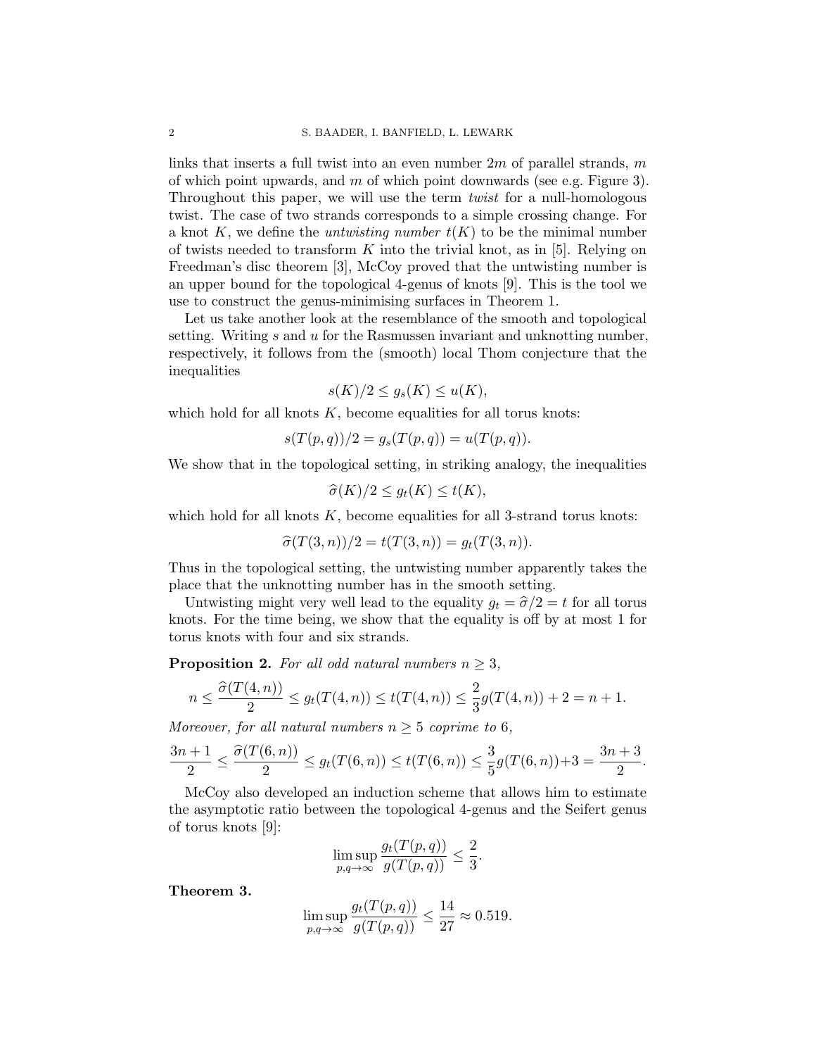links that inserts a full twist into an even number $2m$ of parallel strands, $m$ of which point upwards, and $m$ of which point downwards (see e.g. Figure 3). Throughout this paper, we will use the term *twist* for a null-homologous twist. The case of two strands corresponds to a simple crossing change. For a knot $K$, we define the *untwisting number* $t(K)$ to be the minimal number of twists needed to transform $K$ into the trivial knot, as in [5]. Relying on Freedman's disc theorem [3], McCoy proved that the untwisting number is an upper bound for the topological 4-genus of knots [9]. This is the tool we use to construct the genus-minimising surfaces in Theorem 1.

Let us take another look at the resemblance of the smooth and topological setting. Writing $s$ and $u$ for the Rasmussen invariant and unknotting number, respectively, it follows from the (smooth) local Thom conjecture that the inequalities

$$s(K)/2 \leq g_s(K) \leq u(K),$$

which hold for all knots $K$, become equalities for all torus knots:

$$s(T(p,q))/2 = g_s(T(p,q)) = u(T(p,q)).$$

We show that in the topological setting, in striking analogy, the inequalities

$$\widehat{\sigma}(K)/2 \leq g_t(K) \leq t(K),$$

which hold for all knots $K$, become equalities for all 3-strand torus knots:

$$\widehat{\sigma}(T(3,n))/2 = t(T(3,n)) = g_t(T(3,n)).$$

Thus in the topological setting, the untwisting number apparently takes the place that the unknotting number has in the smooth setting.

Untwisting might very well lead to the equality $g_t = \widehat{\sigma}/2 = t$ for all torus knots. For the time being, we show that the equality is off by at most 1 for torus knots with four and six strands.

**Proposition 2.** *For all odd natural numbers $n \geq 3$,*

$$n \leq \frac{\widehat{\sigma}(T(4,n))}{2} \leq g_t(T(4,n)) \leq t(T(4,n)) \leq \frac{2}{3}g(T(4,n)) + 2 = n + 1.$$

*Moreover, for all natural numbers $n \geq 5$ coprime to 6,*

$$\frac{3n+1}{2} \leq \frac{\widehat{\sigma}(T(6,n))}{2} \leq g_t(T(6,n)) \leq t(T(6,n)) \leq \frac{3}{5}g(T(6,n)) + 3 = \frac{3n+3}{2}.$$

McCoy also developed an induction scheme that allows him to estimate the asymptotic ratio between the topological 4-genus and the Seifert genus of torus knots [9]:

$$\limsup_{p,q\to\infty} \frac{g_t(T(p,q))}{g(T(p,q))} \leq \frac{2}{3}.$$

**Theorem 3.**

$$\limsup_{p,q\to\infty} \frac{g_t(T(p,q))}{g(T(p,q))} \leq \frac{14}{27} \approx 0.519.$$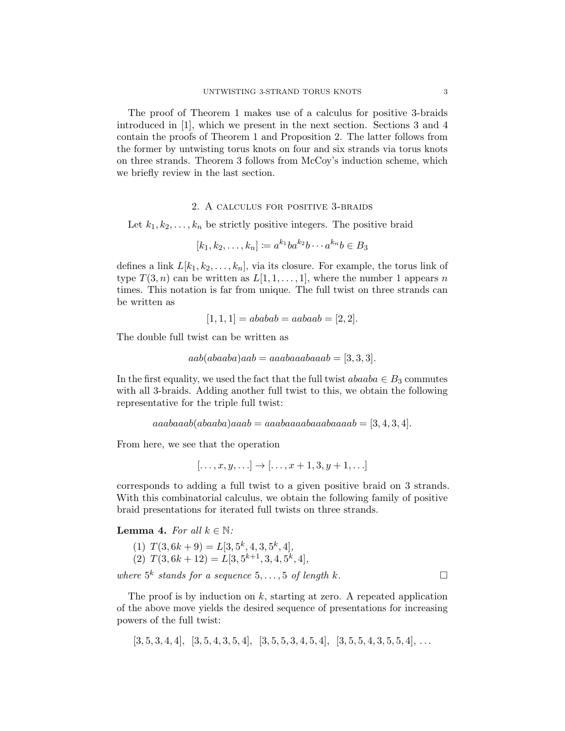The proof of Theorem 1 makes use of a calculus for positive 3-braids introduced in [1], which we present in the next section. Sections 3 and 4 contain the proofs of Theorem 1 and Proposition 2. The latter follows from the former by untwisting torus knots on four and six strands via torus knots on three strands. Theorem 3 follows from McCoy's induction scheme, which we briefly review in the last section.

## 2. A calculus for positive 3-braids

Let $k_1, k_2, \ldots, k_n$ be strictly positive integers. The positive braid

$$[k_1, k_2, \ldots, k_n] := a^{k_1} b a^{k_2} b \cdots a^{k_n} b \in B_3$$

defines a link $L[k_1, k_2, \ldots, k_n]$, via its closure. For example, the torus link of type $T(3, n)$ can be written as $L[1, 1, \ldots, 1]$, where the number 1 appears $n$ times. This notation is far from unique. The full twist on three strands can be written as

$$[1, 1, 1] = ababab = aabaab = [2, 2].$$

The double full twist can be written as

$$aab(abaaba)aab = aaabaaabaaab = [3, 3, 3].$$

In the first equality, we used the fact that the full twist $abaaba \in B_3$ commutes with all 3-braids. Adding another full twist to this, we obtain the following representative for the triple full twist:

$$aaabaaab(abaaba)aaab = aaabaaaabaaabaaaab = [3, 4, 3, 4].$$

From here, we see that the operation

$$[\ldots, x, y, \ldots] \to [\ldots, x + 1, 3, y + 1, \ldots]$$

corresponds to adding a full twist to a given positive braid on 3 strands. With this combinatorial calculus, we obtain the following family of positive braid presentations for iterated full twists on three strands.

**Lemma 4.** *For all* $k \in \mathbb{N}$*:*

1. $T(3, 6k + 9) = L[3, 5^k, 4, 3, 5^k, 4]$,
2. $T(3, 6k + 12) = L[3, 5^{k+1}, 3, 4, 5^k, 4]$,

*where* $5^k$ *stands for a sequence* $5, \ldots, 5$ *of length* $k$. □

The proof is by induction on $k$, starting at zero. A repeated application of the above move yields the desired sequence of presentations for increasing powers of the full twist:

$$[3, 5, 3, 4, 4], \;\; [3, 5, 4, 3, 5, 4], \;\; [3, 5, 5, 3, 4, 5, 4], \;\; [3, 5, 5, 4, 3, 5, 5, 4], \ldots$$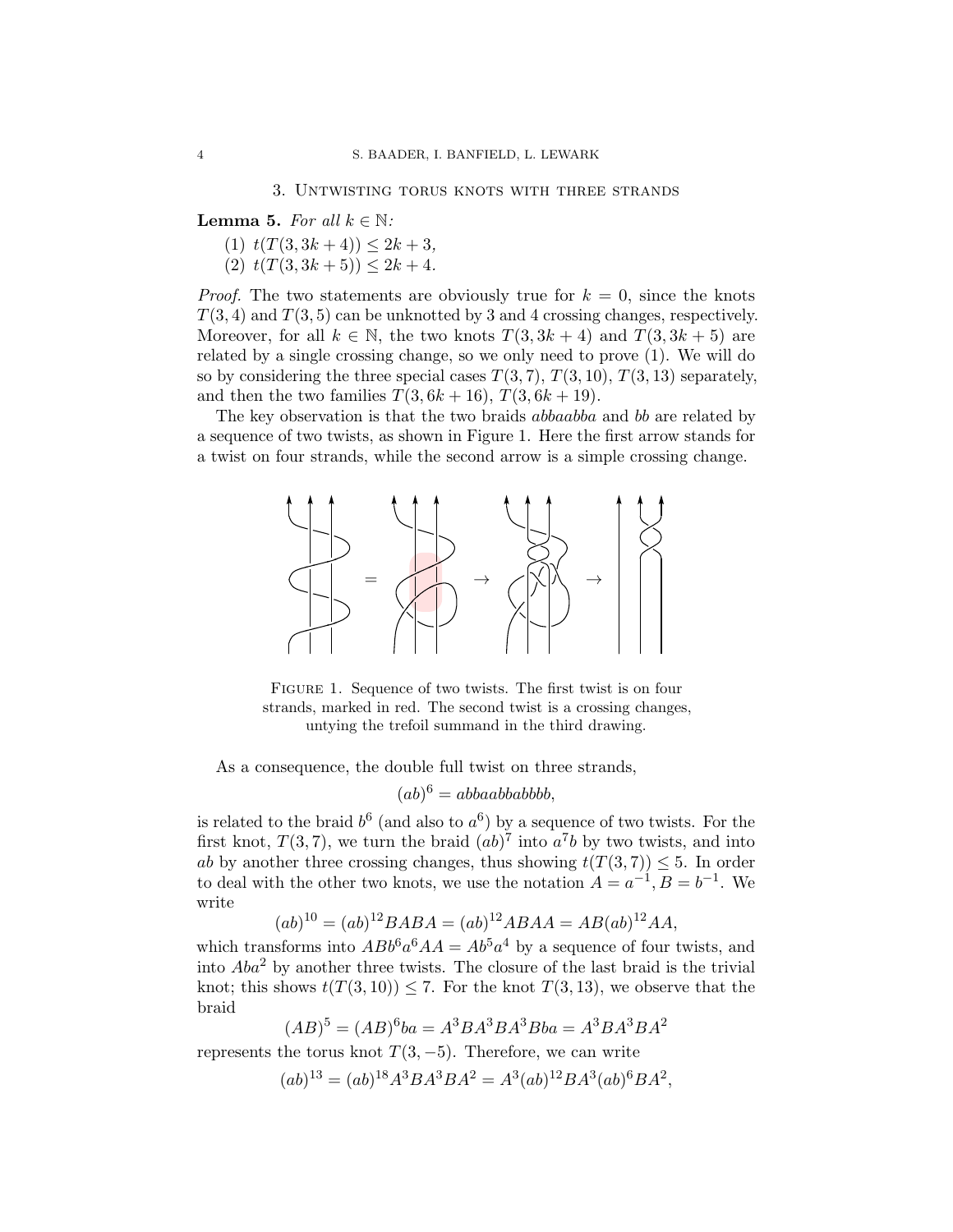## 3. Untwisting torus knots with three strands

**Lemma 5.** *For all $k \in \mathbb{N}$:*

1. $t(T(3, 3k+4)) \leq 2k+3$,
2. $t(T(3, 3k+5)) \leq 2k+4$.

*Proof.* The two statements are obviously true for $k = 0$, since the knots $T(3,4)$ and $T(3,5)$ can be unknotted by 3 and 4 crossing changes, respectively. Moreover, for all $k \in \mathbb{N}$, the two knots $T(3, 3k+4)$ and $T(3, 3k+5)$ are related by a single crossing change, so we only need to prove (1). We will do so by considering the three special cases $T(3,7)$, $T(3,10)$, $T(3,13)$ separately, and then the two families $T(3, 6k+16)$, $T(3, 6k+19)$.

The key observation is that the two braids $abbaabba$ and $bb$ are related by a sequence of two twists, as shown in Figure 1. Here the first arrow stands for a twist on four strands, while the second arrow is a simple crossing change.

Figure 1. Sequence of two twists. The first twist is on four strands, marked in red. The second twist is a crossing changes, untying the trefoil summand in the third drawing.

As a consequence, the double full twist on three strands,

$$(ab)^6 = abbaabbabbbb,$$

is related to the braid $b^6$ (and also to $a^6$) by a sequence of two twists. For the first knot, $T(3,7)$, we turn the braid $(ab)^7$ into $a^7b$ by two twists, and into $ab$ by another three crossing changes, thus showing $t(T(3,7)) \leq 5$. In order to deal with the other two knots, we use the notation $A = a^{-1}, B = b^{-1}$. We write

$$(ab)^{10} = (ab)^{12}BABA = (ab)^{12}ABAA = AB(ab)^{12}AA,$$

which transforms into $ABb^6a^6AA = Ab^5a^4$ by a sequence of four twists, and into $Aba^2$ by another three twists. The closure of the last braid is the trivial knot; this shows $t(T(3,10)) \leq 7$. For the knot $T(3,13)$, we observe that the braid

$$(AB)^5 = (AB)^6ba = A^3BA^3BA^3Bba = A^3BA^3BA^2$$

represents the torus knot $T(3,-5)$. Therefore, we can write

$$(ab)^{13} = (ab)^{18}A^3BA^3BA^2 = A^3(ab)^{12}BA^3(ab)^6BA^2,$$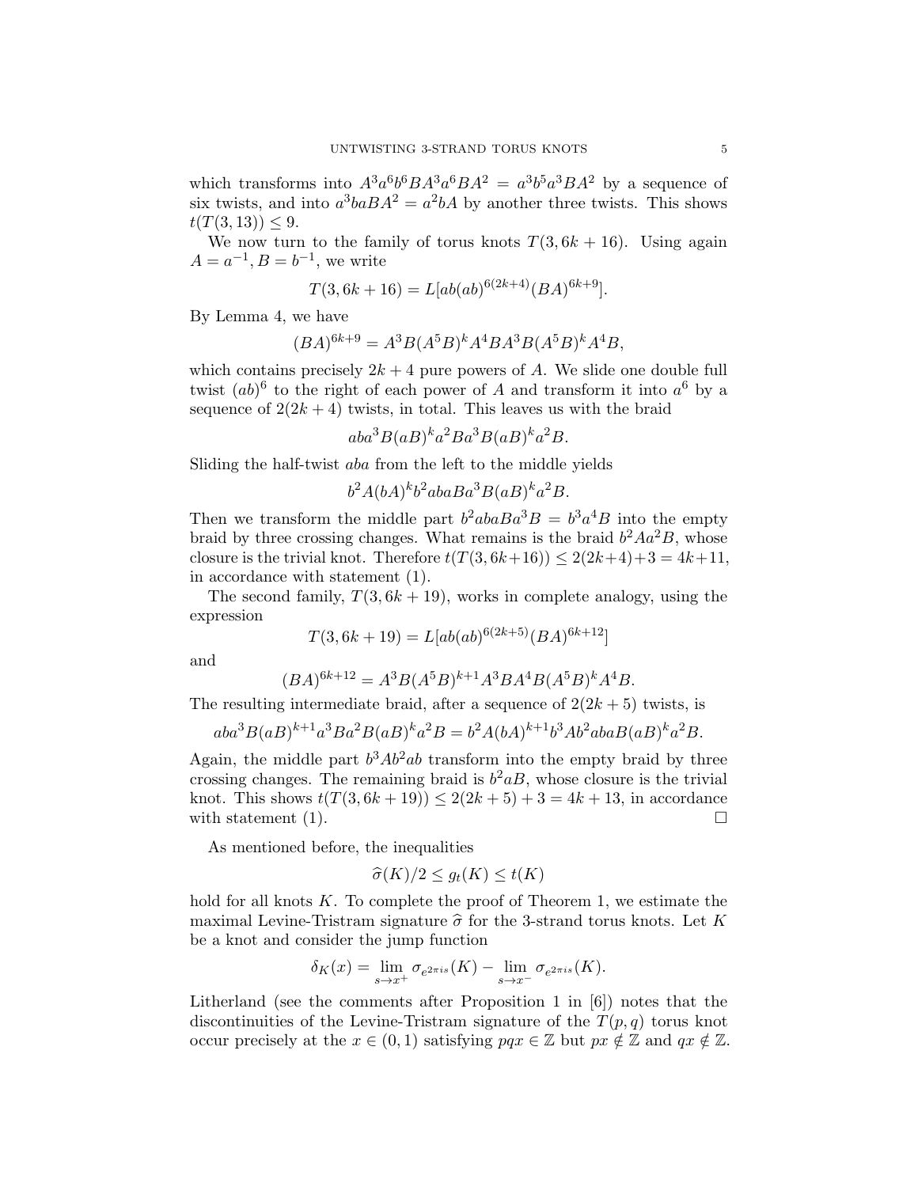which transforms into $A^3a^6b^6BA^3a^6BA^2 = a^3b^5a^3BA^2$ by a sequence of six twists, and into $a^3baBA^2 = a^2bA$ by another three twists. This shows $t(T(3,13)) \leq 9$.

We now turn to the family of torus knots $T(3, 6k+16)$. Using again $A = a^{-1}, B = b^{-1}$, we write

$$T(3, 6k + 16) = L[ab(ab)^{6(2k+4)}(BA)^{6k+9}].$$

By Lemma 4, we have

$$(BA)^{6k+9} = A^3B(A^5B)^kA^4BA^3B(A^5B)^kA^4B,$$

which contains precisely $2k + 4$ pure powers of $A$. We slide one double full twist $(ab)^6$ to the right of each power of $A$ and transform it into $a^6$ by a sequence of $2(2k + 4)$ twists, in total. This leaves us with the braid

$$aba^3B(aB)^ka^2Ba^3B(aB)^ka^2B.$$

Sliding the half-twist $aba$ from the left to the middle yields

$$b^2A(bA)^kb^2abaBa^3B(aB)^ka^2B.$$

Then we transform the middle part $b^2abaBa^3B = b^3a^4B$ into the empty braid by three crossing changes. What remains is the braid $b^2Aa^2B$, whose closure is the trivial knot. Therefore $t(T(3, 6k+16)) \leq 2(2k+4)+3 = 4k+11$, in accordance with statement (1).

The second family, $T(3, 6k + 19)$, works in complete analogy, using the expression

$$T(3, 6k + 19) = L[ab(ab)^{6(2k+5)}(BA)^{6k+12}]$$

and

$$(BA)^{6k+12} = A^3B(A^5B)^{k+1}A^3BA^4B(A^5B)^kA^4B.$$

The resulting intermediate braid, after a sequence of $2(2k + 5)$ twists, is

$$aba^3B(aB)^{k+1}a^3Ba^2B(aB)^ka^2B = b^2A(bA)^{k+1}b^3Ab^2abaB(aB)^ka^2B.$$

Again, the middle part $b^3Ab^2ab$ transform into the empty braid by three crossing changes. The remaining braid is $b^2aB$, whose closure is the trivial knot. This shows $t(T(3, 6k + 19)) \leq 2(2k + 5) + 3 = 4k + 13$, in accordance with statement (1). □

As mentioned before, the inequalities

$$\widehat{\sigma}(K)/2 \leq g_t(K) \leq t(K)$$

hold for all knots $K$. To complete the proof of Theorem 1, we estimate the maximal Levine-Tristram signature $\widehat{\sigma}$ for the 3-strand torus knots. Let $K$ be a knot and consider the jump function

$$\delta_K(x) = \lim_{s \to x^+} \sigma_{e^{2\pi i s}}(K) - \lim_{s \to x^-} \sigma_{e^{2\pi i s}}(K).$$

Litherland (see the comments after Proposition 1 in [6]) notes that the discontinuities of the Levine-Tristram signature of the $T(p, q)$ torus knot occur precisely at the $x \in (0, 1)$ satisfying $pqx \in \mathbb{Z}$ but $px \notin \mathbb{Z}$ and $qx \notin \mathbb{Z}$.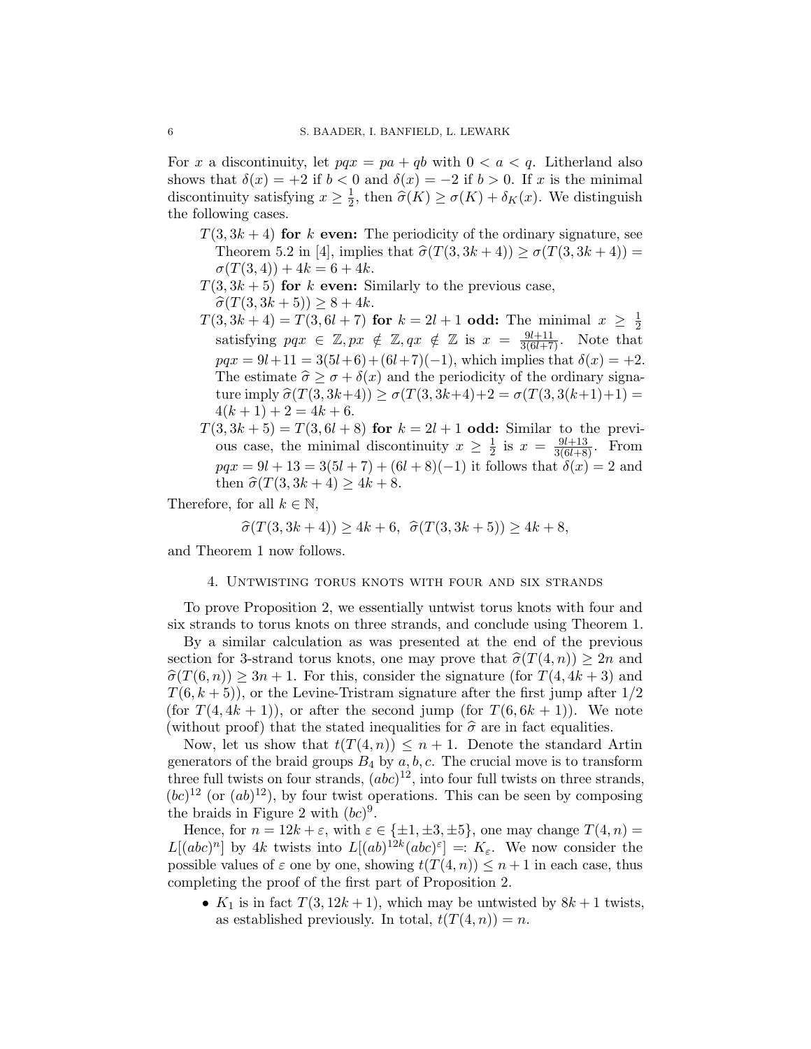For $x$ a discontinuity, let $pqx = pa + qb$ with $0 < a < q$. Litherland also shows that $\delta(x) = +2$ if $b < 0$ and $\delta(x) = -2$ if $b > 0$. If $x$ is the minimal discontinuity satisfying $x \geq \frac{1}{2}$, then $\widehat{\sigma}(K) \geq \sigma(K) + \delta_K(x)$. We distinguish the following cases.

- **$T(3, 3k+4)$ for $k$ even:** The periodicity of the ordinary signature, see Theorem 5.2 in [4], implies that $\widehat{\sigma}(T(3, 3k+4)) \geq \sigma(T(3, 3k+4)) = \sigma(T(3,4)) + 4k = 6 + 4k$.
- **$T(3, 3k+5)$ for $k$ even:** Similarly to the previous case, $\widehat{\sigma}(T(3, 3k+5)) \geq 8 + 4k$.
- **$T(3, 3k+4) = T(3, 6l+7)$ for $k = 2l+1$ odd:** The minimal $x \geq \frac{1}{2}$ satisfying $pqx \in \mathbb{Z}, px \notin \mathbb{Z}, qx \notin \mathbb{Z}$ is $x = \frac{9l+11}{3(6l+7)}$. Note that $pqx = 9l+11 = 3(5l+6)+(6l+7)(-1)$, which implies that $\delta(x) = +2$. The estimate $\widehat{\sigma} \geq \sigma + \delta(x)$ and the periodicity of the ordinary signature imply $\widehat{\sigma}(T(3, 3k+4)) \geq \sigma(T(3, 3k+4) + 2 = \sigma(T(3, 3(k+1)+1) = 4(k+1) + 2 = 4k + 6$.
- **$T(3, 3k+5) = T(3, 6l+8)$ for $k = 2l+1$ odd:** Similar to the previous case, the minimal discontinuity $x \geq \frac{1}{2}$ is $x = \frac{9l+13}{3(6l+8)}$. From $pqx = 9l+13 = 3(5l+7)+(6l+8)(-1)$ it follows that $\delta(x) = 2$ and then $\widehat{\sigma}(T(3, 3k+4) \geq 4k+8$.

Therefore, for all $k \in \mathbb{N}$,

$$\widehat{\sigma}(T(3, 3k+4)) \geq 4k+6, \;\; \widehat{\sigma}(T(3, 3k+5)) \geq 4k+8,$$

and Theorem 1 now follows.

## 4. Untwisting torus knots with four and six strands

To prove Proposition 2, we essentially untwist torus knots with four and six strands to torus knots on three strands, and conclude using Theorem 1.

By a similar calculation as was presented at the end of the previous section for 3-strand torus knots, one may prove that $\widehat{\sigma}(T(4,n)) \geq 2n$ and $\widehat{\sigma}(T(6,n)) \geq 3n+1$. For this, consider the signature (for $T(4, 4k+3)$ and $T(6, k+5)$), or the Levine-Tristram signature after the first jump after $1/2$ (for $T(4, 4k+1)$), or after the second jump (for $T(6, 6k+1)$). We note (without proof) that the stated inequalities for $\widehat{\sigma}$ are in fact equalities.

Now, let us show that $t(T(4,n)) \leq n+1$. Denote the standard Artin generators of the braid groups $B_4$ by $a, b, c$. The crucial move is to transform three full twists on four strands, $(abc)^{12}$, into four full twists on three strands, $(bc)^{12}$ (or $(ab)^{12}$), by four twist operations. This can be seen by composing the braids in Figure 2 with $(bc)^9$.

Hence, for $n = 12k + \varepsilon$, with $\varepsilon \in \{\pm1, \pm3, \pm5\}$, one may change $T(4,n) = L[(abc)^n]$ by $4k$ twists into $L[(ab)^{12k}(abc)^{\varepsilon}] =: K_{\varepsilon}$. We now consider the possible values of $\varepsilon$ one by one, showing $t(T(4,n)) \leq n+1$ in each case, thus completing the proof of the first part of Proposition 2.

- $K_1$ is in fact $T(3, 12k+1)$, which may be untwisted by $8k+1$ twists, as established previously. In total, $t(T(4,n)) = n$.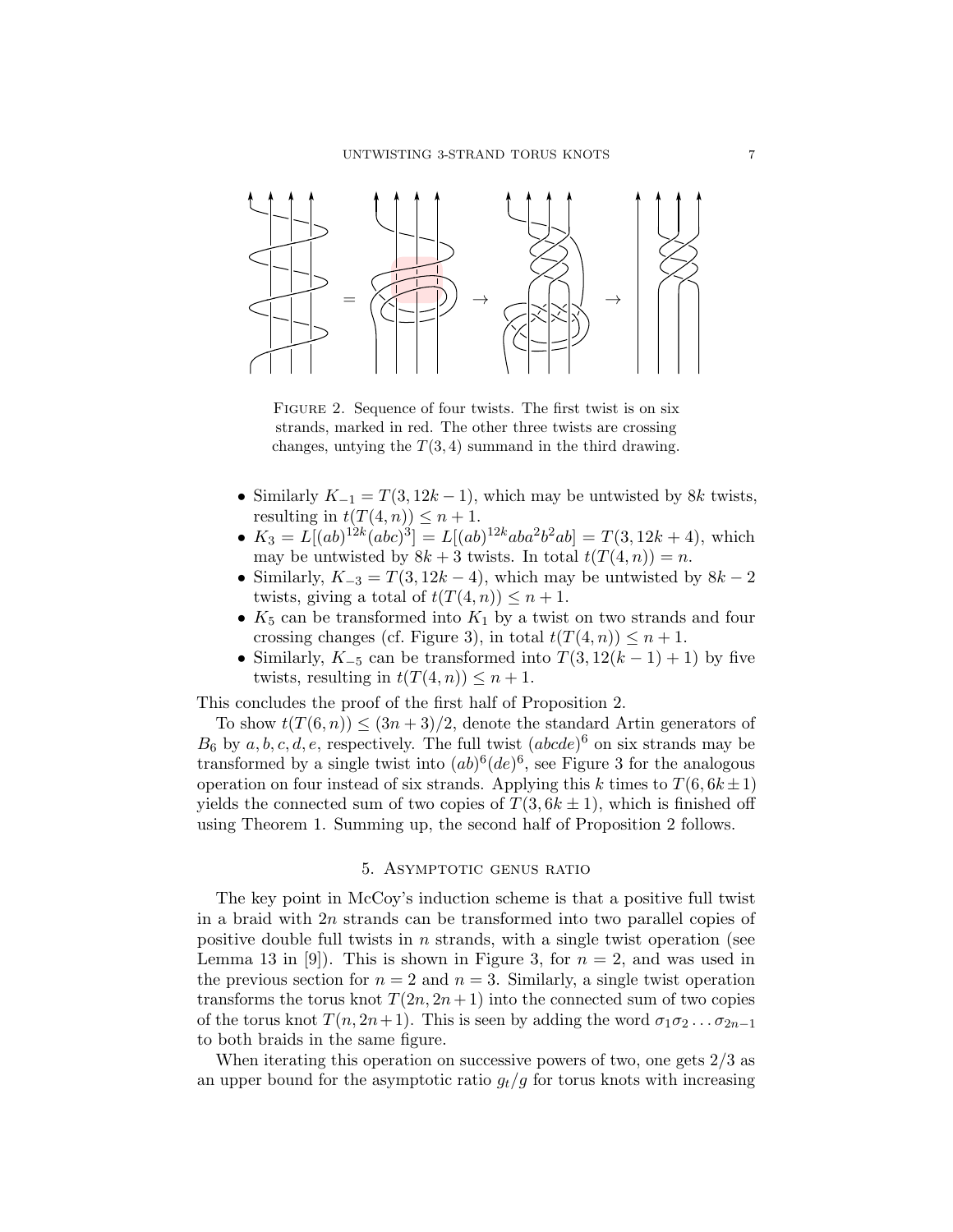Figure 2. Sequence of four twists. The first twist is on six strands, marked in red. The other three twists are crossing changes, untying the $T(3,4)$ summand in the third drawing.

- Similarly $K_{-1} = T(3, 12k-1)$, which may be untwisted by $8k$ twists, resulting in $t(T(4,n)) \leq n+1$.
- $K_3 = L[(ab)^{12k}(abc)^3] = L[(ab)^{12k}aba^2b^2ab] = T(3, 12k+4)$, which may be untwisted by $8k+3$ twists. In total $t(T(4,n)) = n$.
- Similarly, $K_{-3} = T(3, 12k-4)$, which may be untwisted by $8k-2$ twists, giving a total of $t(T(4,n)) \leq n+1$.
- $K_5$ can be transformed into $K_1$ by a twist on two strands and four crossing changes (cf. Figure 3), in total $t(T(4,n)) \leq n+1$.
- Similarly, $K_{-5}$ can be transformed into $T(3, 12(k-1)+1)$ by five twists, resulting in $t(T(4,n)) \leq n+1$.

This concludes the proof of the first half of Proposition 2.

To show $t(T(6,n)) \leq (3n+3)/2$, denote the standard Artin generators of $B_6$ by $a, b, c, d, e$, respectively. The full twist $(abcde)^6$ on six strands may be transformed by a single twist into $(ab)^6(de)^6$, see Figure 3 for the analogous operation on four instead of six strands. Applying this $k$ times to $T(6, 6k \pm 1)$ yields the connected sum of two copies of $T(3, 6k \pm 1)$, which is finished off using Theorem 1. Summing up, the second half of Proposition 2 follows.

## 5. Asymptotic genus ratio

The key point in McCoy's induction scheme is that a positive full twist in a braid with $2n$ strands can be transformed into two parallel copies of positive double full twists in $n$ strands, with a single twist operation (see Lemma 13 in [9]). This is shown in Figure 3, for $n = 2$, and was used in the previous section for $n = 2$ and $n = 3$. Similarly, a single twist operation transforms the torus knot $T(2n, 2n+1)$ into the connected sum of two copies of the torus knot $T(n, 2n+1)$. This is seen by adding the word $\sigma_1 \sigma_2 \ldots \sigma_{2n-1}$ to both braids in the same figure.

When iterating this operation on successive powers of two, one gets $2/3$ as an upper bound for the asymptotic ratio $g_t/g$ for torus knots with increasing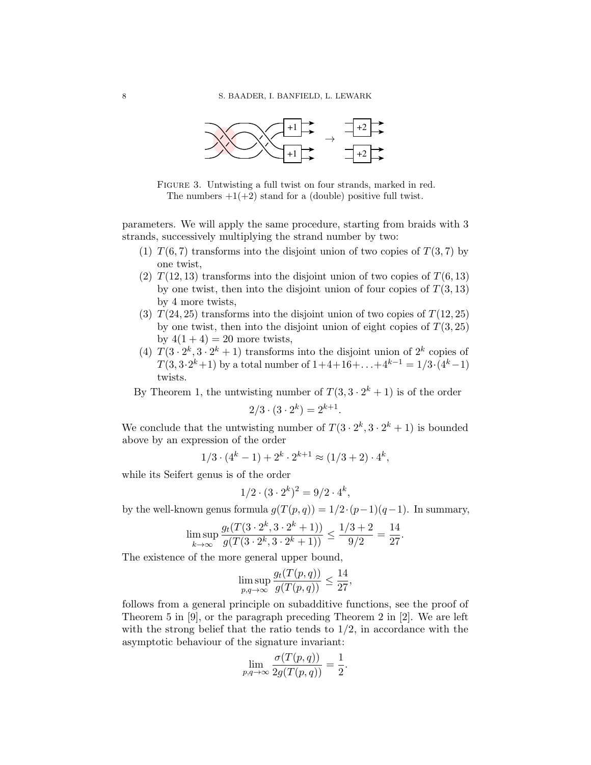FIGURE 3. Untwisting a full twist on four strands, marked in red. The numbers $+1(+2)$ stand for a (double) positive full twist.

parameters. We will apply the same procedure, starting from braids with 3 strands, successively multiplying the strand number by two:

1. $T(6,7)$ transforms into the disjoint union of two copies of $T(3,7)$ by one twist,
2. $T(12,13)$ transforms into the disjoint union of two copies of $T(6,13)$ by one twist, then into the disjoint union of four copies of $T(3,13)$ by 4 more twists,
3. $T(24,25)$ transforms into the disjoint union of two copies of $T(12,25)$ by one twist, then into the disjoint union of eight copies of $T(3,25)$ by $4(1+4) = 20$ more twists,
4. $T(3 \cdot 2^k, 3 \cdot 2^k + 1)$ transforms into the disjoint union of $2^k$ copies of $T(3, 3 \cdot 2^k + 1)$ by a total number of $1 + 4 + 16 + \ldots + 4^{k-1} = 1/3 \cdot (4^k - 1)$ twists.

By Theorem 1, the untwisting number of $T(3, 3 \cdot 2^k + 1)$ is of the order

$$2/3 \cdot (3 \cdot 2^k) = 2^{k+1}.$$

We conclude that the untwisting number of $T(3 \cdot 2^k, 3 \cdot 2^k + 1)$ is bounded above by an expression of the order

$$1/3 \cdot (4^k - 1) + 2^k \cdot 2^{k+1} \approx (1/3 + 2) \cdot 4^k,$$

while its Seifert genus is of the order

$$1/2 \cdot (3 \cdot 2^k)^2 = 9/2 \cdot 4^k,$$

by the well-known genus formula $g(T(p,q)) = 1/2 \cdot (p-1)(q-1)$. In summary,

$$\limsup_{k \to \infty} \frac{g_t(T(3 \cdot 2^k, 3 \cdot 2^k + 1))}{g(T(3 \cdot 2^k, 3 \cdot 2^k + 1))} \leq \frac{1/3 + 2}{9/2} = \frac{14}{27}.$$

The existence of the more general upper bound,

$$\limsup_{p,q \to \infty} \frac{g_t(T(p,q))}{g(T(p,q))} \leq \frac{14}{27},$$

follows from a general principle on subadditive functions, see the proof of Theorem 5 in [9], or the paragraph preceding Theorem 2 in [2]. We are left with the strong belief that the ratio tends to $1/2$, in accordance with the asymptotic behaviour of the signature invariant:

$$\lim_{p,q \to \infty} \frac{\sigma(T(p,q))}{2g(T(p,q))} = \frac{1}{2}.$$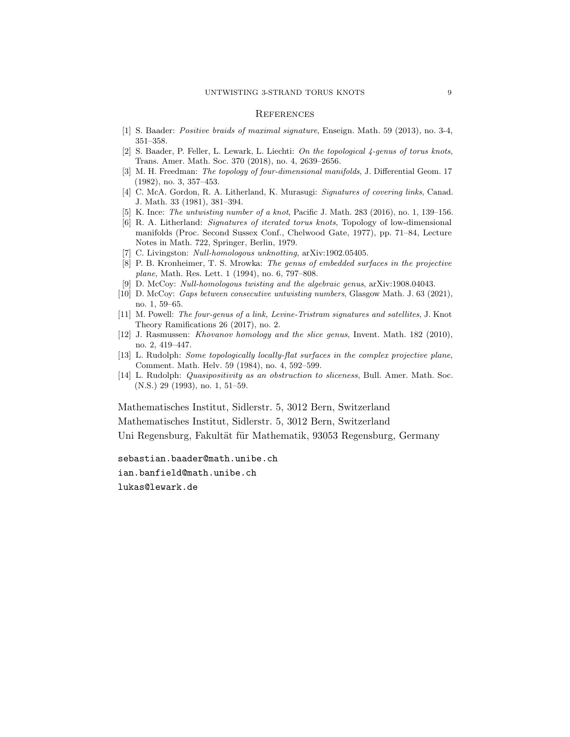## References

[1] S. Baader: *Positive braids of maximal signature*, Enseign. Math. 59 (2013), no. 3-4, 351–358.

[2] S. Baader, P. Feller, L. Lewark, L. Liechti: *On the topological 4-genus of torus knots*, Trans. Amer. Math. Soc. 370 (2018), no. 4, 2639–2656.

[3] M. H. Freedman: *The topology of four-dimensional manifolds*, J. Differential Geom. 17 (1982), no. 3, 357–453.

[4] C. McA. Gordon, R. A. Litherland, K. Murasugi: *Signatures of covering links*, Canad. J. Math. 33 (1981), 381–394.

[5] K. Ince: *The untwisting number of a knot*, Pacific J. Math. 283 (2016), no. 1, 139–156.

[6] R. A. Litherland: *Signatures of iterated torus knots*, Topology of low-dimensional manifolds (Proc. Second Sussex Conf., Chelwood Gate, 1977), pp. 71–84, Lecture Notes in Math. 722, Springer, Berlin, 1979.

[7] C. Livingston: *Null-homologous unknotting*, arXiv:1902.05405.

[8] P. B. Kronheimer, T. S. Mrowka: *The genus of embedded surfaces in the projective plane*, Math. Res. Lett. 1 (1994), no. 6, 797–808.

[9] D. McCoy: *Null-homologous twisting and the algebraic genus*, arXiv:1908.04043.

[10] D. McCoy: *Gaps between consecutive untwisting numbers*, Glasgow Math. J. 63 (2021), no. 1, 59–65.

[11] M. Powell: *The four-genus of a link, Levine-Tristram signatures and satellites*, J. Knot Theory Ramifications 26 (2017), no. 2.

[12] J. Rasmussen: *Khovanov homology and the slice genus*, Invent. Math. 182 (2010), no. 2, 419–447.

[13] L. Rudolph: *Some topologically locally-flat surfaces in the complex projective plane*, Comment. Math. Helv. 59 (1984), no. 4, 592–599.

[14] L. Rudolph: *Quasipositivity as an obstruction to sliceness*, Bull. Amer. Math. Soc. (N.S.) 29 (1993), no. 1, 51–59.

Mathematisches Institut, Sidlerstr. 5, 3012 Bern, Switzerland

Mathematisches Institut, Sidlerstr. 5, 3012 Bern, Switzerland

Uni Regensburg, Fakultät für Mathematik, 93053 Regensburg, Germany

sebastian.baader@math.unibe.ch

ian.banfield@math.unibe.ch

lukas@lewark.de